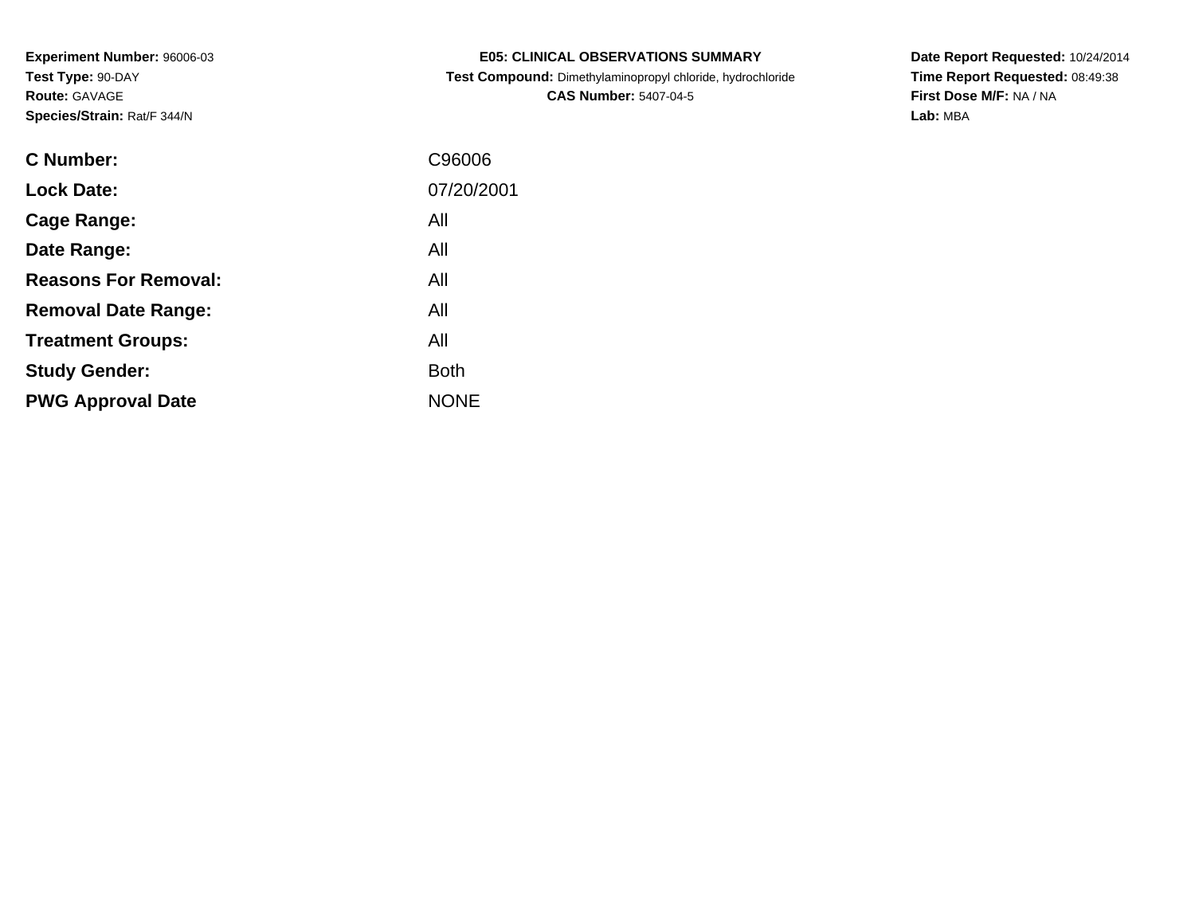**Experiment Number:** 96006-03
**Test Type:** 90-DAY
**Route:** GAVAGE
**Species/Strain:** Rat/F 344/N

# E05: CLINICAL OBSERVATIONS SUMMARY

**Test Compound:** Dimethylaminopropyl chloride, hydrochloride
**CAS Number:** 5407-04-5

**Date Report Requested:** 10/24/2014
**Time Report Requested:** 08:49:38
**First Dose M/F:** NA / NA
**Lab:** MBA

| | |
|---|---|
| **C Number:** | C96006 |
| **Lock Date:** | 07/20/2001 |
| **Cage Range:** | All |
| **Date Range:** | All |
| **Reasons For Removal:** | All |
| **Removal Date Range:** | All |
| **Treatment Groups:** | All |
| **Study Gender:** | Both |
| **PWG Approval Date** | NONE |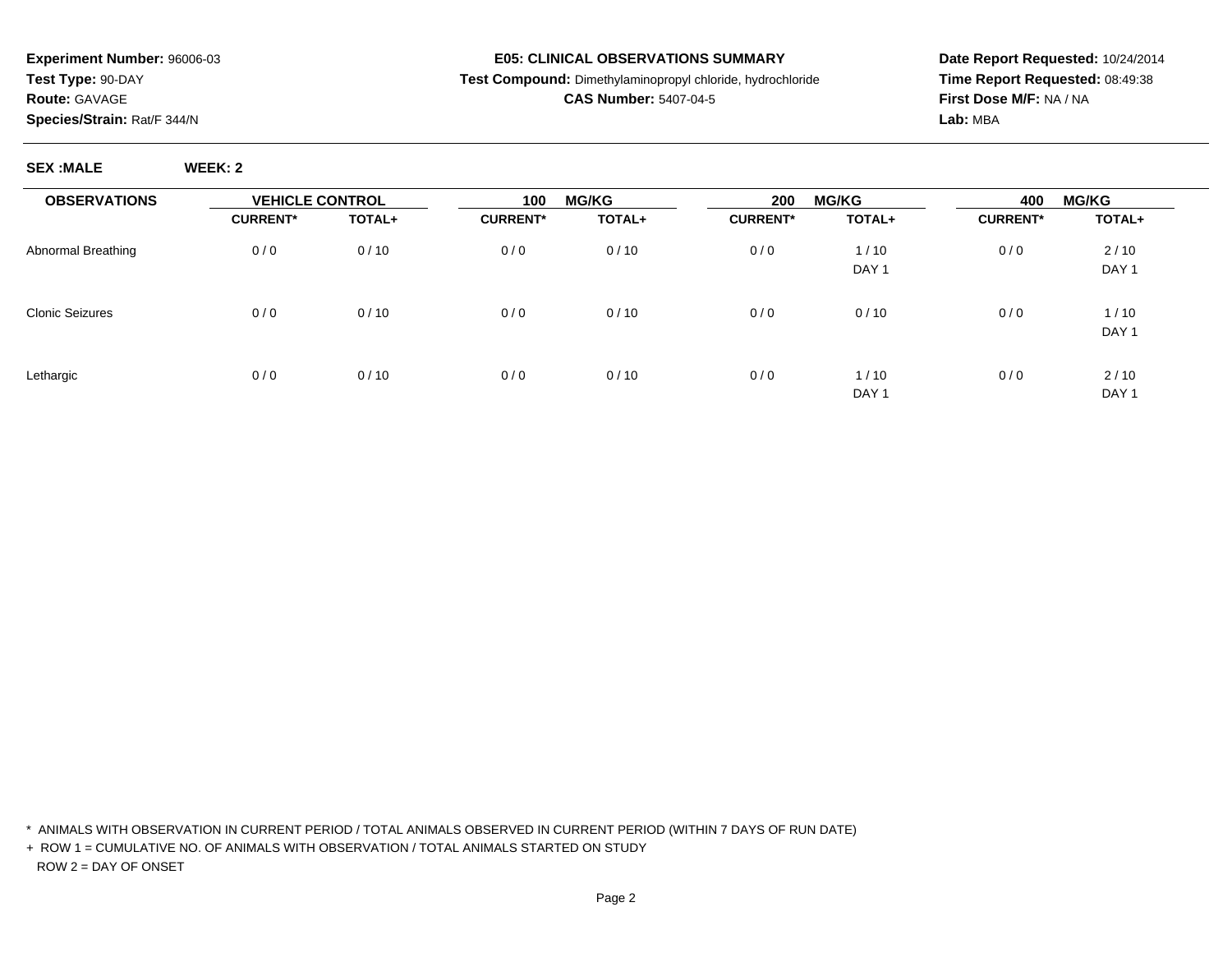**Experiment Number:** 96006-03
**Test Type:** 90-DAY
**Route:** GAVAGE
**Species/Strain:** Rat/F 344/N

**E05: CLINICAL OBSERVATIONS SUMMARY**
**Test Compound:** Dimethylaminopropyl chloride, hydrochloride
**CAS Number:** 5407-04-5

**Date Report Requested:** 10/24/2014
**Time Report Requested:** 08:49:38
**First Dose M/F:** NA / NA
**Lab:** MBA

**SEX :MALE** **WEEK: 2**

| OBSERVATIONS | VEHICLE CONTROL | | 100 MG/KG | | 200 MG/KG | | 400 MG/KG | |
|---|---|---|---|---|---|---|---|---|
| | CURRENT* | TOTAL+ | CURRENT* | TOTAL+ | CURRENT* | TOTAL+ | CURRENT* | TOTAL+ |
| Abnormal Breathing | 0 / 0 | 0 / 10 | 0 / 0 | 0 / 10 | 0 / 0 | 1 / 10<br>DAY 1 | 0 / 0 | 2 / 10<br>DAY 1 |
| Clonic Seizures | 0 / 0 | 0 / 10 | 0 / 0 | 0 / 10 | 0 / 0 | 0 / 10 | 0 / 0 | 1 / 10<br>DAY 1 |
| Lethargic | 0 / 0 | 0 / 10 | 0 / 0 | 0 / 10 | 0 / 0 | 1 / 10<br>DAY 1 | 0 / 0 | 2 / 10<br>DAY 1 |

\* ANIMALS WITH OBSERVATION IN CURRENT PERIOD / TOTAL ANIMALS OBSERVED IN CURRENT PERIOD (WITHIN 7 DAYS OF RUN DATE)

\+ ROW 1 = CUMULATIVE NO. OF ANIMALS WITH OBSERVATION / TOTAL ANIMALS STARTED ON STUDY

ROW 2 = DAY OF ONSET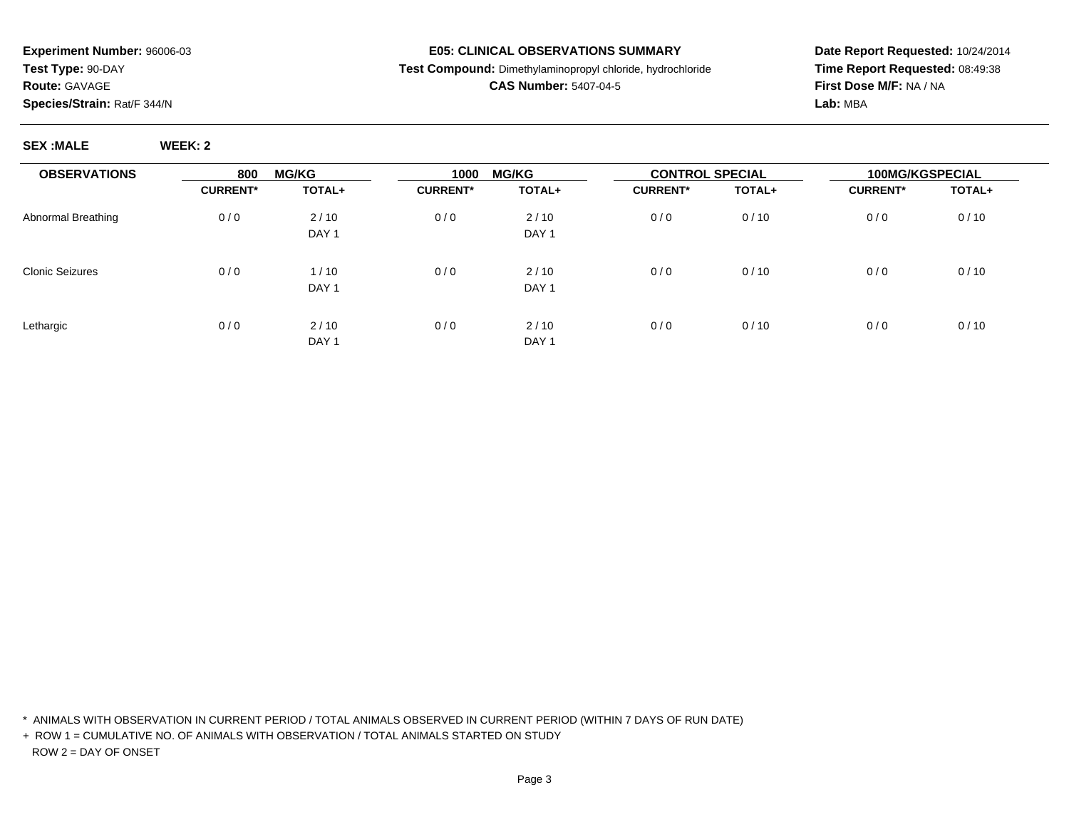**Experiment Number:** 96006-03
**Test Type:** 90-DAY
**Route:** GAVAGE
**Species/Strain:** Rat/F 344/N

**E05: CLINICAL OBSERVATIONS SUMMARY**
**Test Compound:** Dimethylaminopropyl chloride, hydrochloride
**CAS Number:** 5407-04-5

**Date Report Requested:** 10/24/2014
**Time Report Requested:** 08:49:38
**First Dose M/F:** NA / NA
**Lab:** MBA

**SEX :MALE** **WEEK: 2**

| OBSERVATIONS | 800 MG/KG | | 1000 MG/KG | | CONTROL SPECIAL | | 100MG/KGSPECIAL | |
|---|---|---|---|---|---|---|---|---|
| | CURRENT* | TOTAL+ | CURRENT* | TOTAL+ | CURRENT* | TOTAL+ | CURRENT* | TOTAL+ |
| Abnormal Breathing | 0 / 0 | 2 / 10<br>DAY 1 | 0 / 0 | 2 / 10<br>DAY 1 | 0 / 0 | 0 / 10 | 0 / 0 | 0 / 10 |
| Clonic Seizures | 0 / 0 | 1 / 10<br>DAY 1 | 0 / 0 | 2 / 10<br>DAY 1 | 0 / 0 | 0 / 10 | 0 / 0 | 0 / 10 |
| Lethargic | 0 / 0 | 2 / 10<br>DAY 1 | 0 / 0 | 2 / 10<br>DAY 1 | 0 / 0 | 0 / 10 | 0 / 0 | 0 / 10 |

\* ANIMALS WITH OBSERVATION IN CURRENT PERIOD / TOTAL ANIMALS OBSERVED IN CURRENT PERIOD (WITHIN 7 DAYS OF RUN DATE)

\+ ROW 1 = CUMULATIVE NO. OF ANIMALS WITH OBSERVATION / TOTAL ANIMALS STARTED ON STUDY

ROW 2 = DAY OF ONSET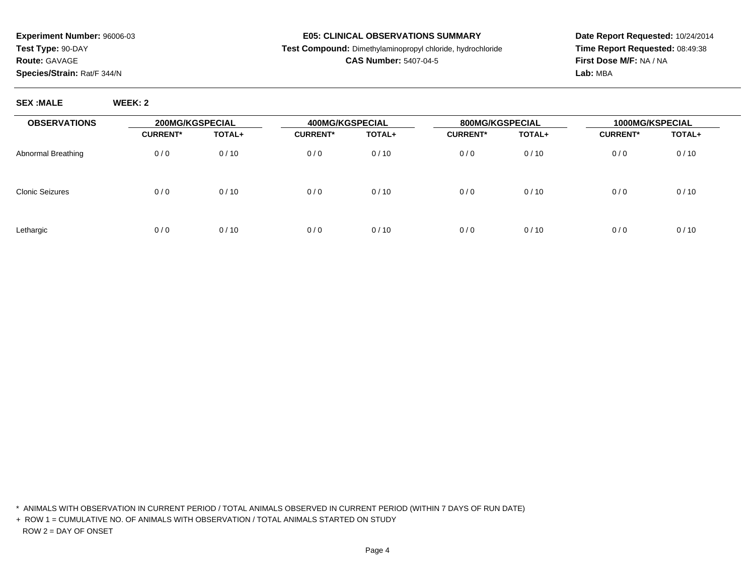**Experiment Number:** 96006-03
**Test Type:** 90-DAY
**Route:** GAVAGE
**Species/Strain:** Rat/F 344/N

**E05: CLINICAL OBSERVATIONS SUMMARY**
**Test Compound:** Dimethylaminopropyl chloride, hydrochloride
**CAS Number:** 5407-04-5

**Date Report Requested:** 10/24/2014
**Time Report Requested:** 08:49:38
**First Dose M/F:** NA / NA
**Lab:** MBA

**SEX :MALE** **WEEK: 2**

| OBSERVATIONS | 200MG/KGSPECIAL | | 400MG/KGSPECIAL | | 800MG/KGSPECIAL | | 1000MG/KSPECIAL | |
|---|---|---|---|---|---|---|---|---|
| | CURRENT* | TOTAL+ | CURRENT* | TOTAL+ | CURRENT* | TOTAL+ | CURRENT* | TOTAL+ |
| Abnormal Breathing | 0 / 0 | 0 / 10 | 0 / 0 | 0 / 10 | 0 / 0 | 0 / 10 | 0 / 0 | 0 / 10 |
| Clonic Seizures | 0 / 0 | 0 / 10 | 0 / 0 | 0 / 10 | 0 / 0 | 0 / 10 | 0 / 0 | 0 / 10 |
| Lethargic | 0 / 0 | 0 / 10 | 0 / 0 | 0 / 10 | 0 / 0 | 0 / 10 | 0 / 0 | 0 / 10 |

* ANIMALS WITH OBSERVATION IN CURRENT PERIOD / TOTAL ANIMALS OBSERVED IN CURRENT PERIOD (WITHIN 7 DAYS OF RUN DATE)
+ ROW 1 = CUMULATIVE NO. OF ANIMALS WITH OBSERVATION / TOTAL ANIMALS STARTED ON STUDY
ROW 2 = DAY OF ONSET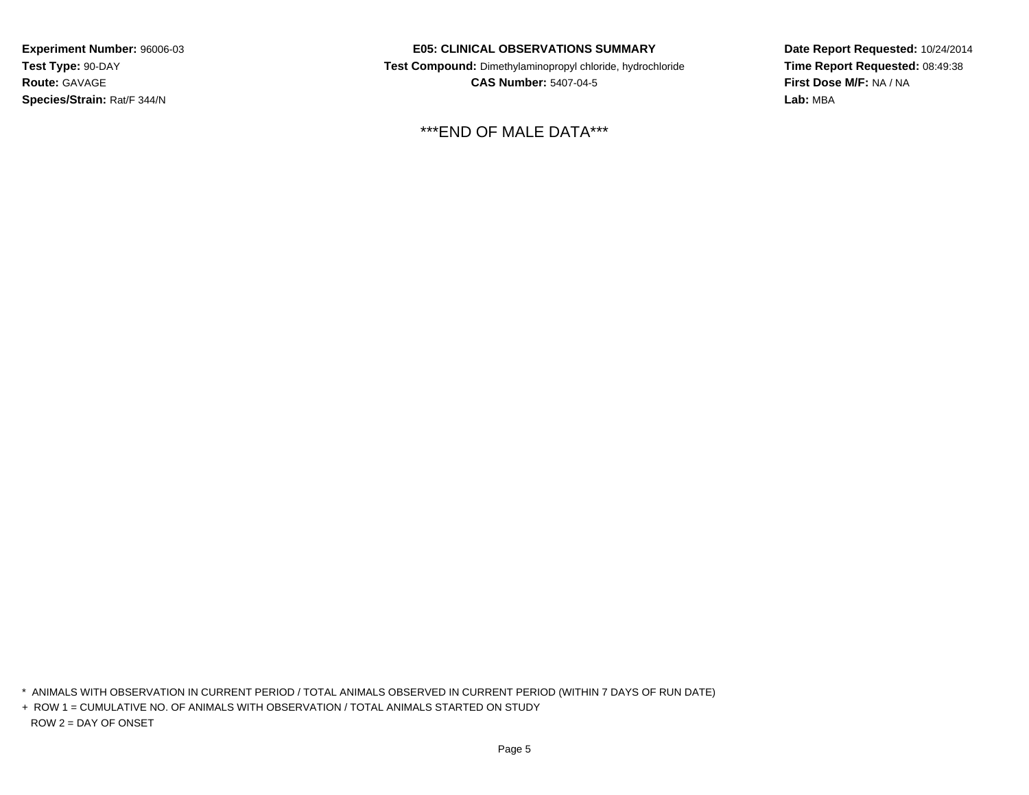**Experiment Number:** 96006-03
**Test Type:** 90-DAY
**Route:** GAVAGE
**Species/Strain:** Rat/F 344/N

**E05: CLINICAL OBSERVATIONS SUMMARY**
**Test Compound:** Dimethylaminopropyl chloride, hydrochloride
**CAS Number:** 5407-04-5

**Date Report Requested:** 10/24/2014
**Time Report Requested:** 08:49:38
**First Dose M/F:** NA / NA
**Lab:** MBA

***END OF MALE DATA***

* ANIMALS WITH OBSERVATION IN CURRENT PERIOD / TOTAL ANIMALS OBSERVED IN CURRENT PERIOD (WITHIN 7 DAYS OF RUN DATE)
+ ROW 1 = CUMULATIVE NO. OF ANIMALS WITH OBSERVATION / TOTAL ANIMALS STARTED ON STUDY
ROW 2 = DAY OF ONSET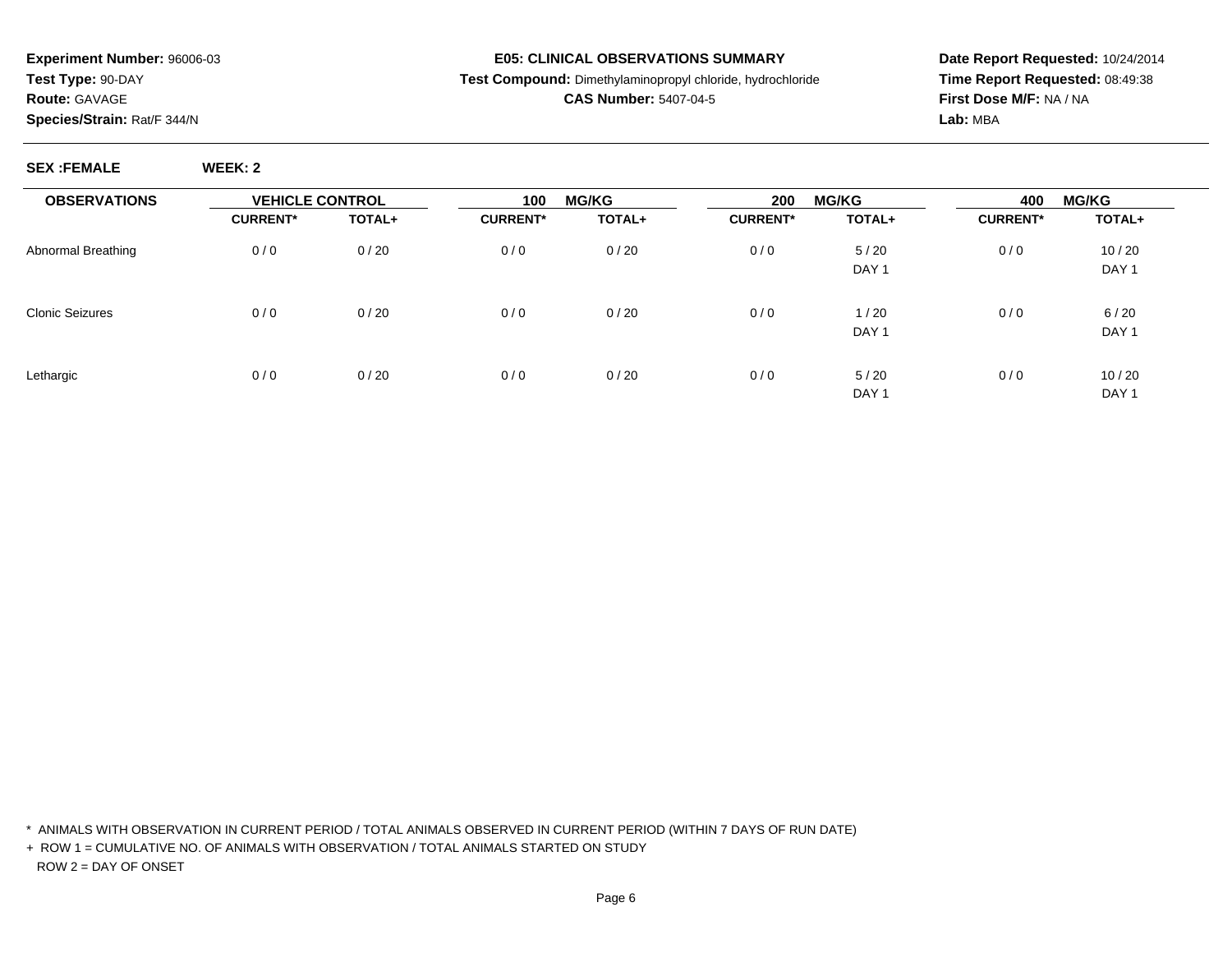**Experiment Number:** 96006-03
**Test Type:** 90-DAY
**Route:** GAVAGE
**Species/Strain:** Rat/F 344/N

**E05: CLINICAL OBSERVATIONS SUMMARY**
**Test Compound:** Dimethylaminopropyl chloride, hydrochloride
**CAS Number:** 5407-04-5

**Date Report Requested:** 10/24/2014
**Time Report Requested:** 08:49:38
**First Dose M/F:** NA / NA
**Lab:** MBA

**SEX :FEMALE** **WEEK: 2**

| OBSERVATIONS | VEHICLE CONTROL | | 100 MG/KG | | 200 MG/KG | | 400 MG/KG | |
|---|---|---|---|---|---|---|---|---|
| | CURRENT* | TOTAL+ | CURRENT* | TOTAL+ | CURRENT* | TOTAL+ | CURRENT* | TOTAL+ |
| Abnormal Breathing | 0 / 0 | 0 / 20 | 0 / 0 | 0 / 20 | 0 / 0 | 5 / 20 | 0 / 0 | 10 / 20 |
| | | | | | | DAY 1 | | DAY 1 |
| Clonic Seizures | 0 / 0 | 0 / 20 | 0 / 0 | 0 / 20 | 0 / 0 | 1 / 20 | 0 / 0 | 6 / 20 |
| | | | | | | DAY 1 | | DAY 1 |
| Lethargic | 0 / 0 | 0 / 20 | 0 / 0 | 0 / 20 | 0 / 0 | 5 / 20 | 0 / 0 | 10 / 20 |
| | | | | | | DAY 1 | | DAY 1 |

\* ANIMALS WITH OBSERVATION IN CURRENT PERIOD / TOTAL ANIMALS OBSERVED IN CURRENT PERIOD (WITHIN 7 DAYS OF RUN DATE)

\+ ROW 1 = CUMULATIVE NO. OF ANIMALS WITH OBSERVATION / TOTAL ANIMALS STARTED ON STUDY
ROW 2 = DAY OF ONSET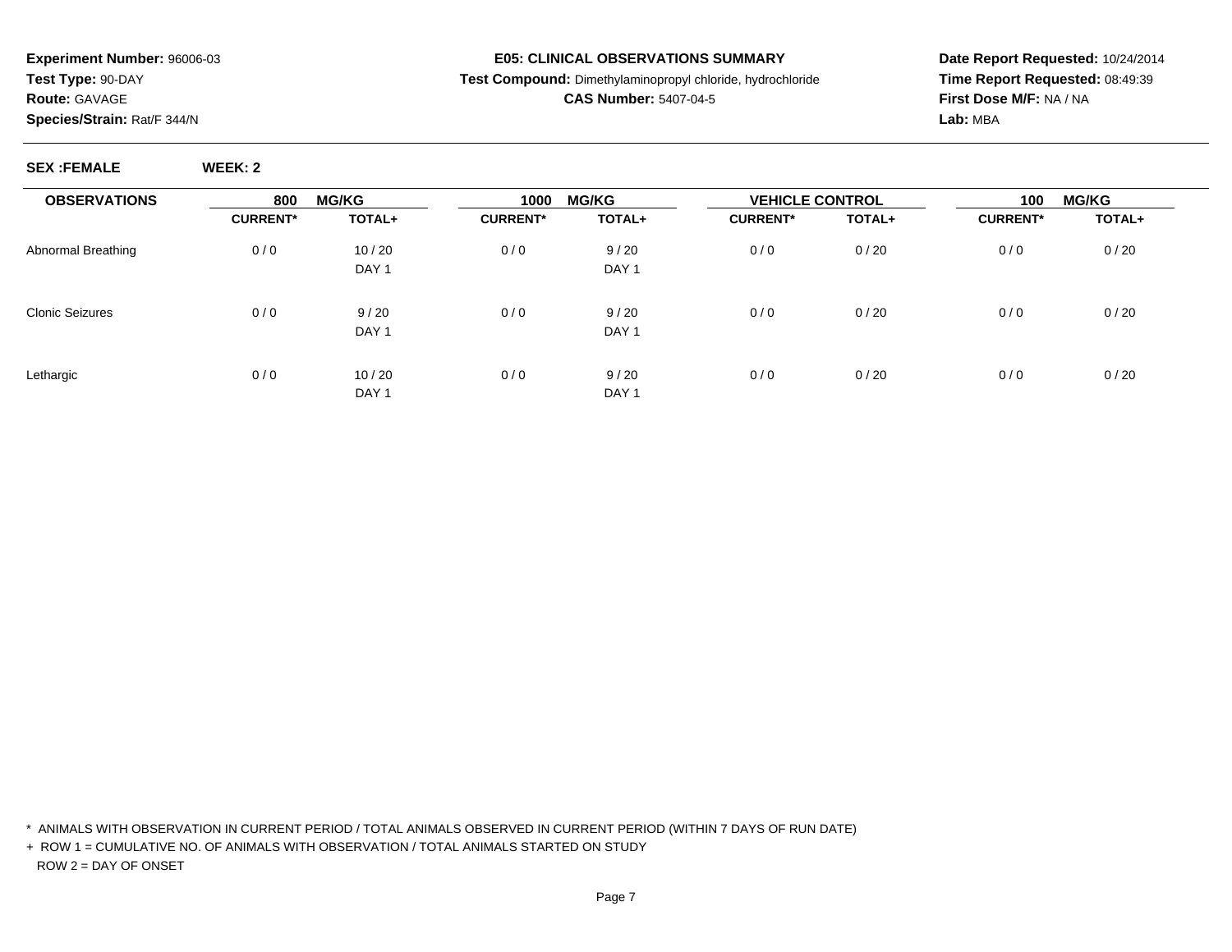**Experiment Number:** 96006-03
**Test Type:** 90-DAY
**Route:** GAVAGE
**Species/Strain:** Rat/F 344/N

**E05: CLINICAL OBSERVATIONS SUMMARY**
**Test Compound:** Dimethylaminopropyl chloride, hydrochloride
**CAS Number:** 5407-04-5

**Date Report Requested:** 10/24/2014
**Time Report Requested:** 08:49:39
**First Dose M/F:** NA / NA
**Lab:** MBA

**SEX :FEMALE** **WEEK: 2**

| OBSERVATIONS | 800 MG/KG | | 1000 MG/KG | | VEHICLE CONTROL | | 100 MG/KG | |
|---|---|---|---|---|---|---|---|---|
| | CURRENT* | TOTAL+ | CURRENT* | TOTAL+ | CURRENT* | TOTAL+ | CURRENT* | TOTAL+ |
| Abnormal Breathing | 0 / 0 | 10 / 20<br>DAY 1 | 0 / 0 | 9 / 20<br>DAY 1 | 0 / 0 | 0 / 20 | 0 / 0 | 0 / 20 |
| Clonic Seizures | 0 / 0 | 9 / 20<br>DAY 1 | 0 / 0 | 9 / 20<br>DAY 1 | 0 / 0 | 0 / 20 | 0 / 0 | 0 / 20 |
| Lethargic | 0 / 0 | 10 / 20<br>DAY 1 | 0 / 0 | 9 / 20<br>DAY 1 | 0 / 0 | 0 / 20 | 0 / 0 | 0 / 20 |

\* ANIMALS WITH OBSERVATION IN CURRENT PERIOD / TOTAL ANIMALS OBSERVED IN CURRENT PERIOD (WITHIN 7 DAYS OF RUN DATE)

\+ ROW 1 = CUMULATIVE NO. OF ANIMALS WITH OBSERVATION / TOTAL ANIMALS STARTED ON STUDY
ROW 2 = DAY OF ONSET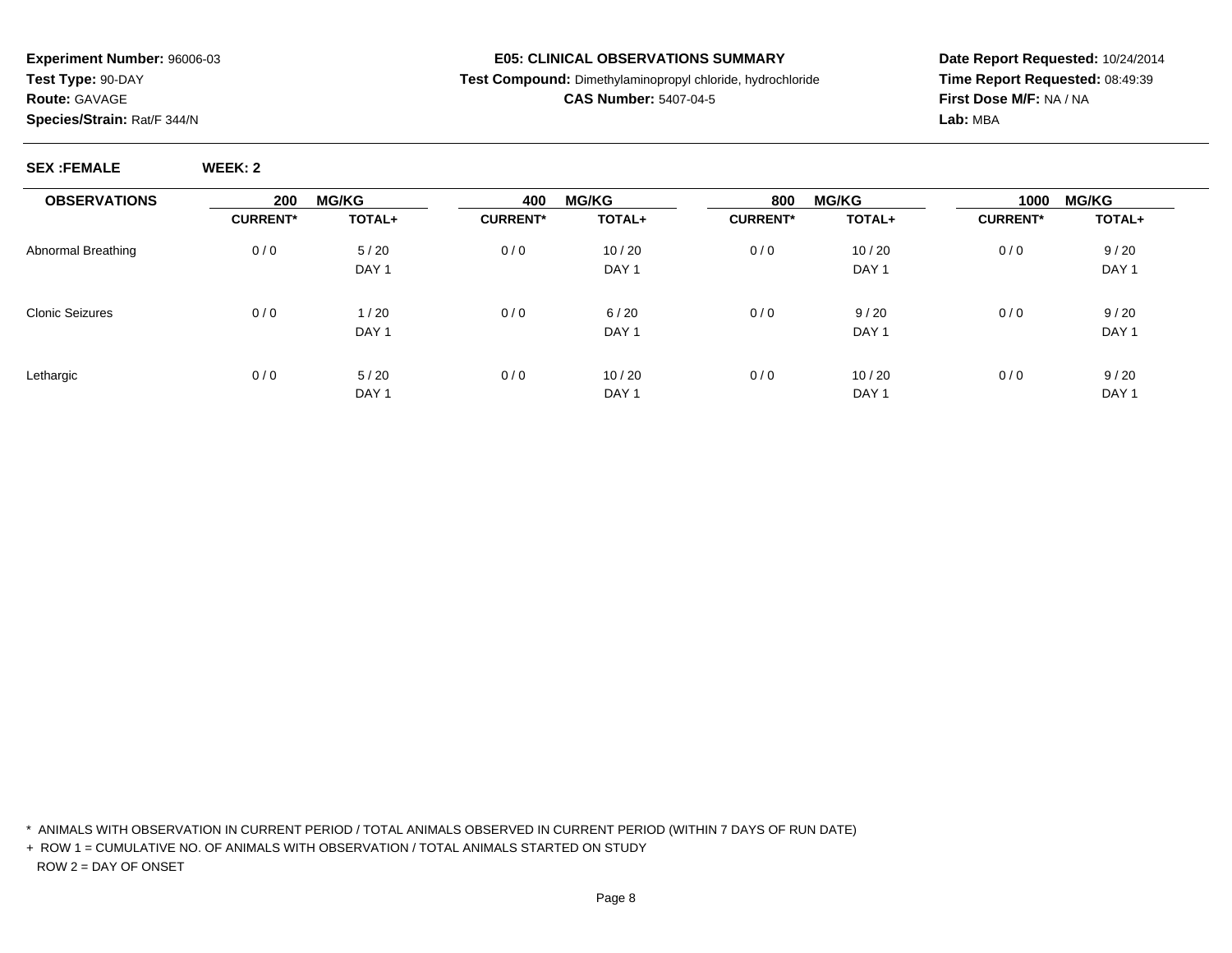**Experiment Number:** 96006-03
**Test Type:** 90-DAY
**Route:** GAVAGE
**Species/Strain:** Rat/F 344/N

**E05: CLINICAL OBSERVATIONS SUMMARY**
**Test Compound:** Dimethylaminopropyl chloride, hydrochloride
**CAS Number:** 5407-04-5

**Date Report Requested:** 10/24/2014
**Time Report Requested:** 08:49:39
**First Dose M/F:** NA / NA
**Lab:** MBA

**SEX :FEMALE** **WEEK: 2**

| OBSERVATIONS | 200 MG/KG | | 400 MG/KG | | 800 MG/KG | | 1000 MG/KG | |
|---|---|---|---|---|---|---|---|---|
| | CURRENT* | TOTAL+ | CURRENT* | TOTAL+ | CURRENT* | TOTAL+ | CURRENT* | TOTAL+ |
| Abnormal Breathing | 0 / 0 | 5 / 20 | 0 / 0 | 10 / 20 | 0 / 0 | 10 / 20 | 0 / 0 | 9 / 20 |
| | | DAY 1 | | DAY 1 | | DAY 1 | | DAY 1 |
| Clonic Seizures | 0 / 0 | 1 / 20 | 0 / 0 | 6 / 20 | 0 / 0 | 9 / 20 | 0 / 0 | 9 / 20 |
| | | DAY 1 | | DAY 1 | | DAY 1 | | DAY 1 |
| Lethargic | 0 / 0 | 5 / 20 | 0 / 0 | 10 / 20 | 0 / 0 | 10 / 20 | 0 / 0 | 9 / 20 |
| | | DAY 1 | | DAY 1 | | DAY 1 | | DAY 1 |

* ANIMALS WITH OBSERVATION IN CURRENT PERIOD / TOTAL ANIMALS OBSERVED IN CURRENT PERIOD (WITHIN 7 DAYS OF RUN DATE)

+ ROW 1 = CUMULATIVE NO. OF ANIMALS WITH OBSERVATION / TOTAL ANIMALS STARTED ON STUDY
ROW 2 = DAY OF ONSET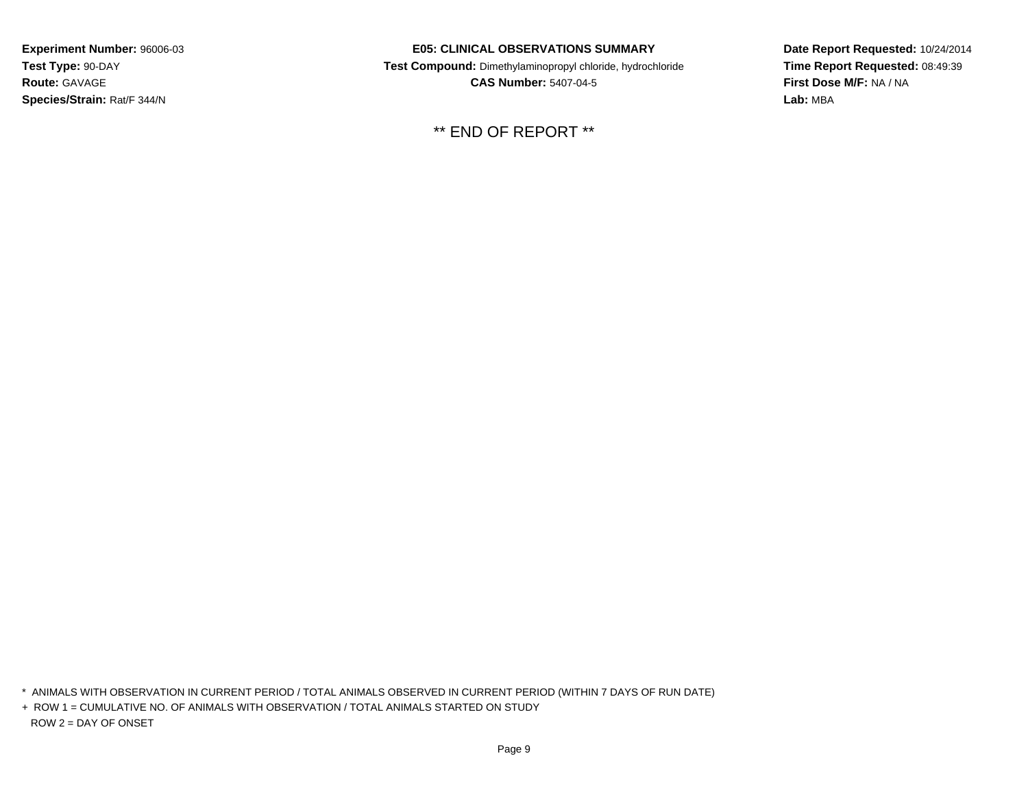**Experiment Number:** 96006-03
**Test Type:** 90-DAY
**Route:** GAVAGE
**Species/Strain:** Rat/F 344/N

**E05: CLINICAL OBSERVATIONS SUMMARY**
**Test Compound:** Dimethylaminopropyl chloride, hydrochloride
**CAS Number:** 5407-04-5

**Date Report Requested:** 10/24/2014
**Time Report Requested:** 08:49:39
**First Dose M/F:** NA / NA
**Lab:** MBA

** END OF REPORT **

* ANIMALS WITH OBSERVATION IN CURRENT PERIOD / TOTAL ANIMALS OBSERVED IN CURRENT PERIOD (WITHIN 7 DAYS OF RUN DATE)
+ ROW 1 = CUMULATIVE NO. OF ANIMALS WITH OBSERVATION / TOTAL ANIMALS STARTED ON STUDY
ROW 2 = DAY OF ONSET